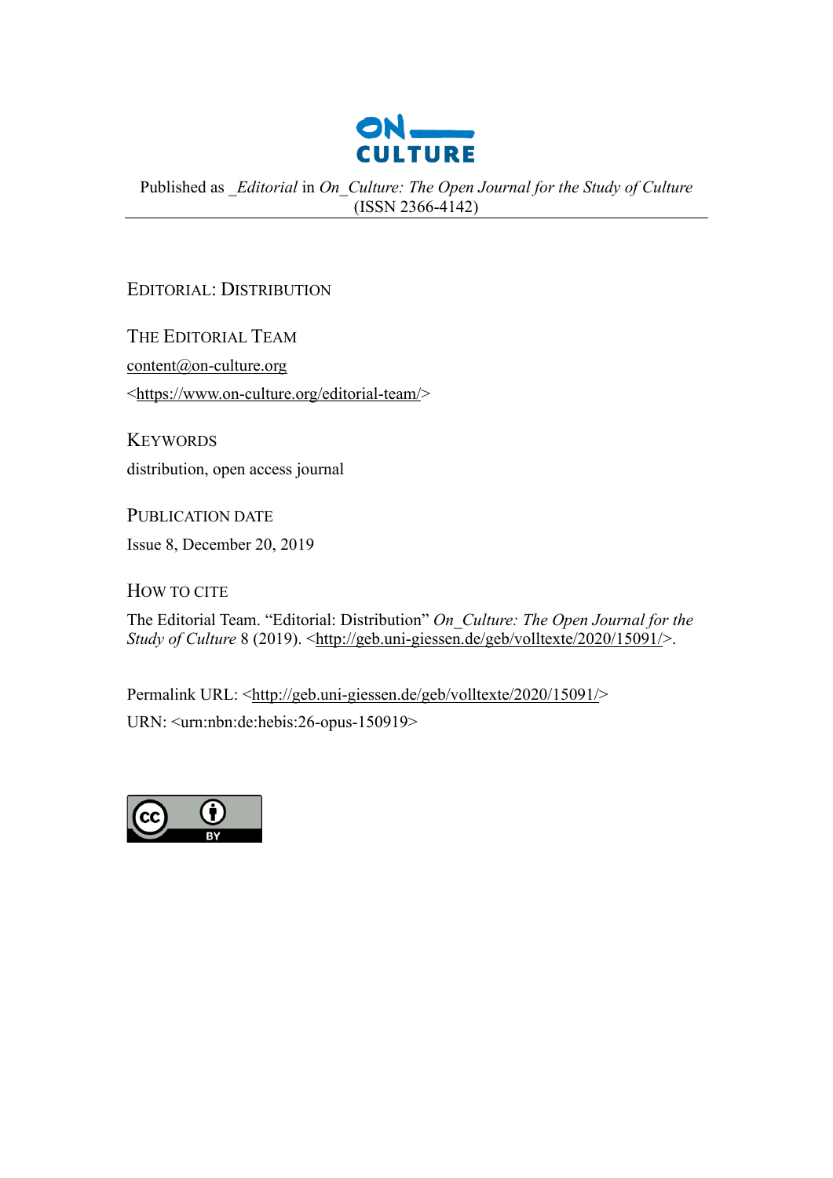Published as _*Editorial* in *On_Culture: The Open Journal for the Study of Culture* (ISSN 2366-4142)

---

# Editorial: Distribution

## The Editorial Team

content@on-culture.org

<https://www.on-culture.org/editorial-team/>

## Keywords

distribution, open access journal

## Publication Date

Issue 8, December 20, 2019

## How to Cite

The Editorial Team. "Editorial: Distribution" *On_Culture: The Open Journal for the Study of Culture* 8 (2019). <http://geb.uni-giessen.de/geb/volltexte/2020/15091/>.

Permalink URL: <http://geb.uni-giessen.de/geb/volltexte/2020/15091/>

URN: <urn:nbn:de:hebis:26-opus-150919>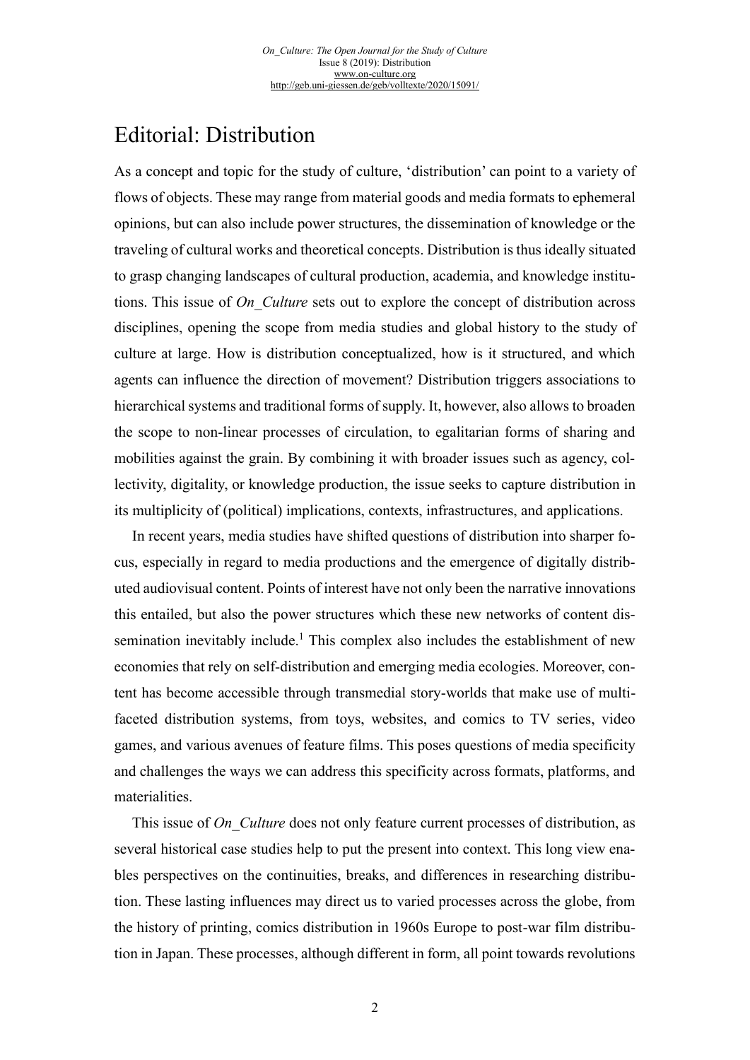# Editorial: Distribution

As a concept and topic for the study of culture, 'distribution' can point to a variety of flows of objects. These may range from material goods and media formats to ephemeral opinions, but can also include power structures, the dissemination of knowledge or the traveling of cultural works and theoretical concepts. Distribution is thus ideally situated to grasp changing landscapes of cultural production, academia, and knowledge institutions. This issue of *On_Culture* sets out to explore the concept of distribution across disciplines, opening the scope from media studies and global history to the study of culture at large. How is distribution conceptualized, how is it structured, and which agents can influence the direction of movement? Distribution triggers associations to hierarchical systems and traditional forms of supply. It, however, also allows to broaden the scope to non-linear processes of circulation, to egalitarian forms of sharing and mobilities against the grain. By combining it with broader issues such as agency, collectivity, digitality, or knowledge production, the issue seeks to capture distribution in its multiplicity of (political) implications, contexts, infrastructures, and applications.

In recent years, media studies have shifted questions of distribution into sharper focus, especially in regard to media productions and the emergence of digitally distributed audiovisual content. Points of interest have not only been the narrative innovations this entailed, but also the power structures which these new networks of content dissemination inevitably include.[1] This complex also includes the establishment of new economies that rely on self-distribution and emerging media ecologies. Moreover, content has become accessible through transmedial story-worlds that make use of multifaceted distribution systems, from toys, websites, and comics to TV series, video games, and various avenues of feature films. This poses questions of media specificity and challenges the ways we can address this specificity across formats, platforms, and materialities.

This issue of *On_Culture* does not only feature current processes of distribution, as several historical case studies help to put the present into context. This long view enables perspectives on the continuities, breaks, and differences in researching distribution. These lasting influences may direct us to varied processes across the globe, from the history of printing, comics distribution in 1960s Europe to post-war film distribution in Japan. These processes, although different in form, all point towards revolutions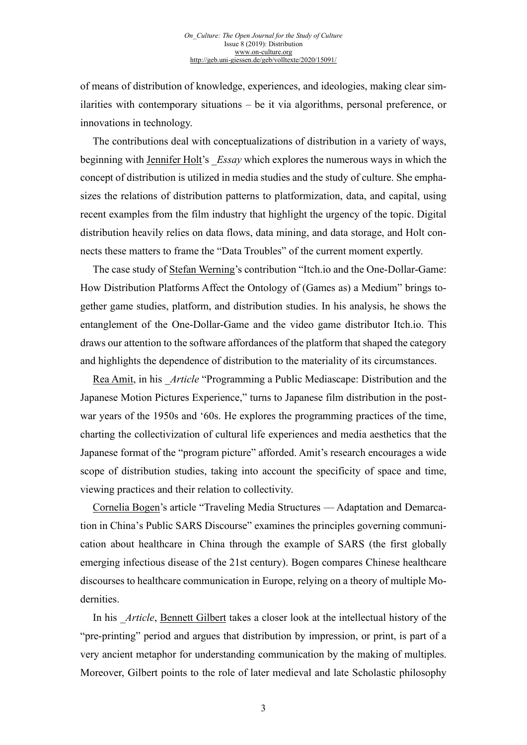of means of distribution of knowledge, experiences, and ideologies, making clear similarities with contemporary situations – be it via algorithms, personal preference, or innovations in technology.

The contributions deal with conceptualizations of distribution in a variety of ways, beginning with Jennifer Holt's *_Essay* which explores the numerous ways in which the concept of distribution is utilized in media studies and the study of culture. She emphasizes the relations of distribution patterns to platformization, data, and capital, using recent examples from the film industry that highlight the urgency of the topic. Digital distribution heavily relies on data flows, data mining, and data storage, and Holt connects these matters to frame the "Data Troubles" of the current moment expertly.

The case study of Stefan Werning's contribution "Itch.io and the One-Dollar-Game: How Distribution Platforms Affect the Ontology of (Games as) a Medium" brings together game studies, platform, and distribution studies. In his analysis, he shows the entanglement of the One-Dollar-Game and the video game distributor Itch.io. This draws our attention to the software affordances of the platform that shaped the category and highlights the dependence of distribution to the materiality of its circumstances.

Rea Amit, in his *_Article* "Programming a Public Mediascape: Distribution and the Japanese Motion Pictures Experience," turns to Japanese film distribution in the post-war years of the 1950s and '60s. He explores the programming practices of the time, charting the collectivization of cultural life experiences and media aesthetics that the Japanese format of the "program picture" afforded. Amit's research encourages a wide scope of distribution studies, taking into account the specificity of space and time, viewing practices and their relation to collectivity.

Cornelia Bogen's article "Traveling Media Structures — Adaptation and Demarcation in China's Public SARS Discourse" examines the principles governing communication about healthcare in China through the example of SARS (the first globally emerging infectious disease of the 21st century). Bogen compares Chinese healthcare discourses to healthcare communication in Europe, relying on a theory of multiple Modernities.

In his *_Article*, Bennett Gilbert takes a closer look at the intellectual history of the "pre-printing" period and argues that distribution by impression, or print, is part of a very ancient metaphor for understanding communication by the making of multiples. Moreover, Gilbert points to the role of later medieval and late Scholastic philosophy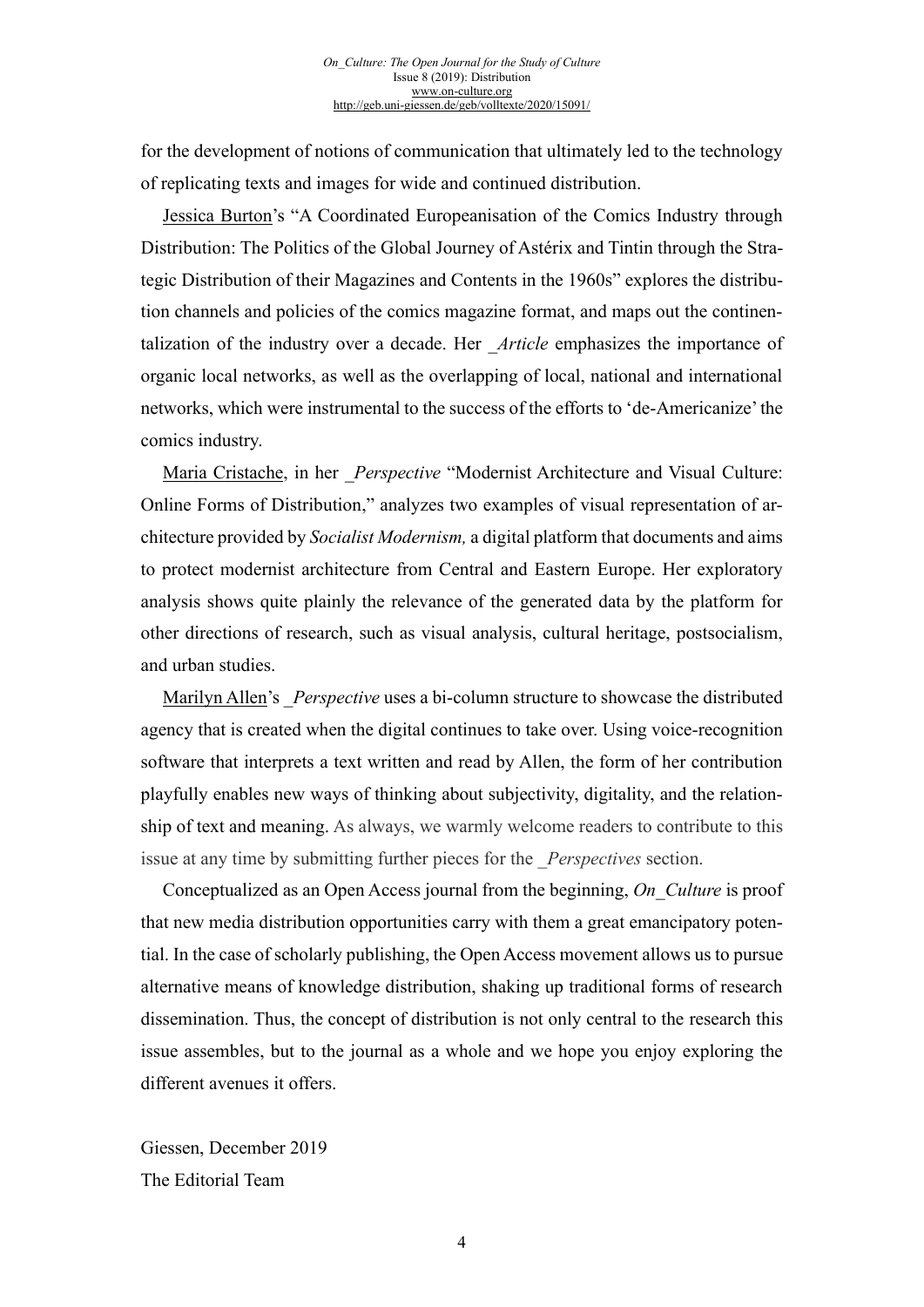for the development of notions of communication that ultimately led to the technology of replicating texts and images for wide and continued distribution.

Jessica Burton's "A Coordinated Europeanisation of the Comics Industry through Distribution: The Politics of the Global Journey of Astérix and Tintin through the Strategic Distribution of their Magazines and Contents in the 1960s" explores the distribution channels and policies of the comics magazine format, and maps out the continentalization of the industry over a decade. Her *_Article* emphasizes the importance of organic local networks, as well as the overlapping of local, national and international networks, which were instrumental to the success of the efforts to 'de-Americanize' the comics industry.

Maria Cristache, in her *_Perspective* "Modernist Architecture and Visual Culture: Online Forms of Distribution," analyzes two examples of visual representation of architecture provided by *Socialist Modernism,* a digital platform that documents and aims to protect modernist architecture from Central and Eastern Europe. Her exploratory analysis shows quite plainly the relevance of the generated data by the platform for other directions of research, such as visual analysis, cultural heritage, postsocialism, and urban studies.

Marilyn Allen's *_Perspective* uses a bi-column structure to showcase the distributed agency that is created when the digital continues to take over. Using voice-recognition software that interprets a text written and read by Allen, the form of her contribution playfully enables new ways of thinking about subjectivity, digitality, and the relationship of text and meaning. As always, we warmly welcome readers to contribute to this issue at any time by submitting further pieces for the *_Perspectives* section.

Conceptualized as an Open Access journal from the beginning, *On_Culture* is proof that new media distribution opportunities carry with them a great emancipatory potential. In the case of scholarly publishing, the Open Access movement allows us to pursue alternative means of knowledge distribution, shaking up traditional forms of research dissemination. Thus, the concept of distribution is not only central to the research this issue assembles, but to the journal as a whole and we hope you enjoy exploring the different avenues it offers.

Giessen, December 2019
The Editorial Team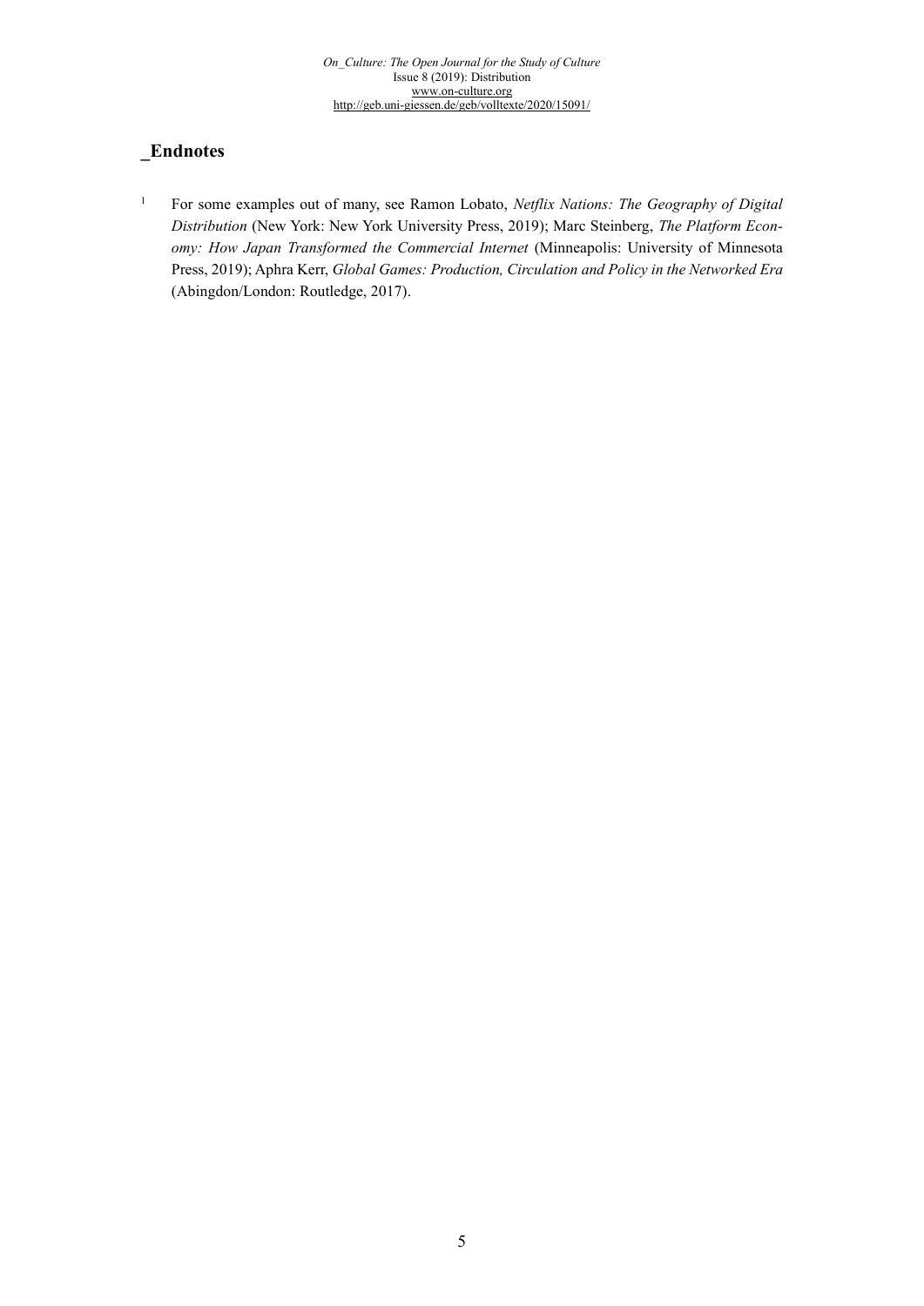## _Endnotes

[1] For some examples out of many, see Ramon Lobato, *Netflix Nations: The Geography of Digital Distribution* (New York: New York University Press, 2019); Marc Steinberg, *The Platform Economy: How Japan Transformed the Commercial Internet* (Minneapolis: University of Minnesota Press, 2019); Aphra Kerr, *Global Games: Production, Circulation and Policy in the Networked Era* (Abingdon/London: Routledge, 2017).